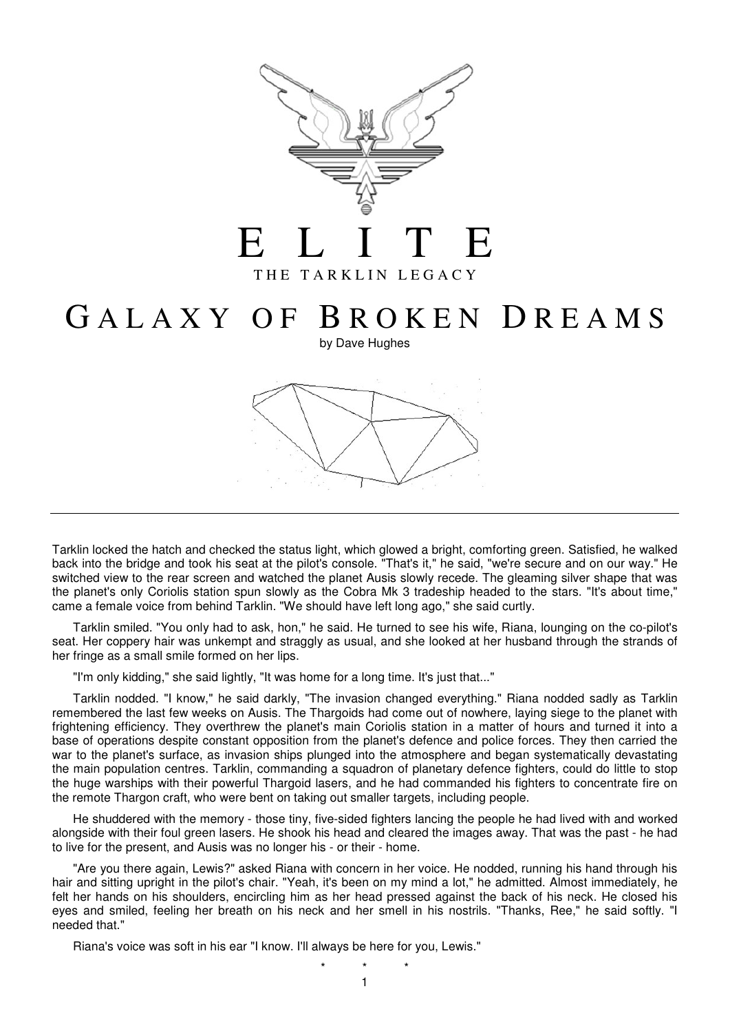# ELITE

THE TARKLIN LEGACY

# GALAXY OF BROKEN DREAMS

by Dave Hughes

---

Tarklin locked the hatch and checked the status light, which glowed a bright, comforting green. Satisfied, he walked back into the bridge and took his seat at the pilot's console. "That's it," he said, "we're secure and on our way." He switched view to the rear screen and watched the planet Ausis slowly recede. The gleaming silver shape that was the planet's only Coriolis station spun slowly as the Cobra Mk 3 tradeship headed to the stars. "It's about time," came a female voice from behind Tarklin. "We should have left long ago," she said curtly.

Tarklin smiled. "You only had to ask, hon," he said. He turned to see his wife, Riana, lounging on the co-pilot's seat. Her coppery hair was unkempt and straggly as usual, and she looked at her husband through the strands of her fringe as a small smile formed on her lips.

"I'm only kidding," she said lightly, "It was home for a long time. It's just that..."

Tarklin nodded. "I know," he said darkly, "The invasion changed everything." Riana nodded sadly as Tarklin remembered the last few weeks on Ausis. The Thargoids had come out of nowhere, laying siege to the planet with frightening efficiency. They overthrew the planet's main Coriolis station in a matter of hours and turned it into a base of operations despite constant opposition from the planet's defence and police forces. They then carried the war to the planet's surface, as invasion ships plunged into the atmosphere and began systematically devastating the main population centres. Tarklin, commanding a squadron of planetary defence fighters, could do little to stop the huge warships with their powerful Thargoid lasers, and he had commanded his fighters to concentrate fire on the remote Thargon craft, who were bent on taking out smaller targets, including people.

He shuddered with the memory - those tiny, five-sided fighters lancing the people he had lived with and worked alongside with their foul green lasers. He shook his head and cleared the images away. That was the past - he had to live for the present, and Ausis was no longer his - or their - home.

"Are you there again, Lewis?" asked Riana with concern in her voice. He nodded, running his hand through his hair and sitting upright in the pilot's chair. "Yeah, it's been on my mind a lot," he admitted. Almost immediately, he felt her hands on his shoulders, encircling him as her head pressed against the back of his neck. He closed his eyes and smiled, feeling her breath on his neck and her smell in his nostrils. "Thanks, Ree," he said softly. "I needed that."

Riana's voice was soft in his ear "I know. I'll always be here for you, Lewis."

\* \* \*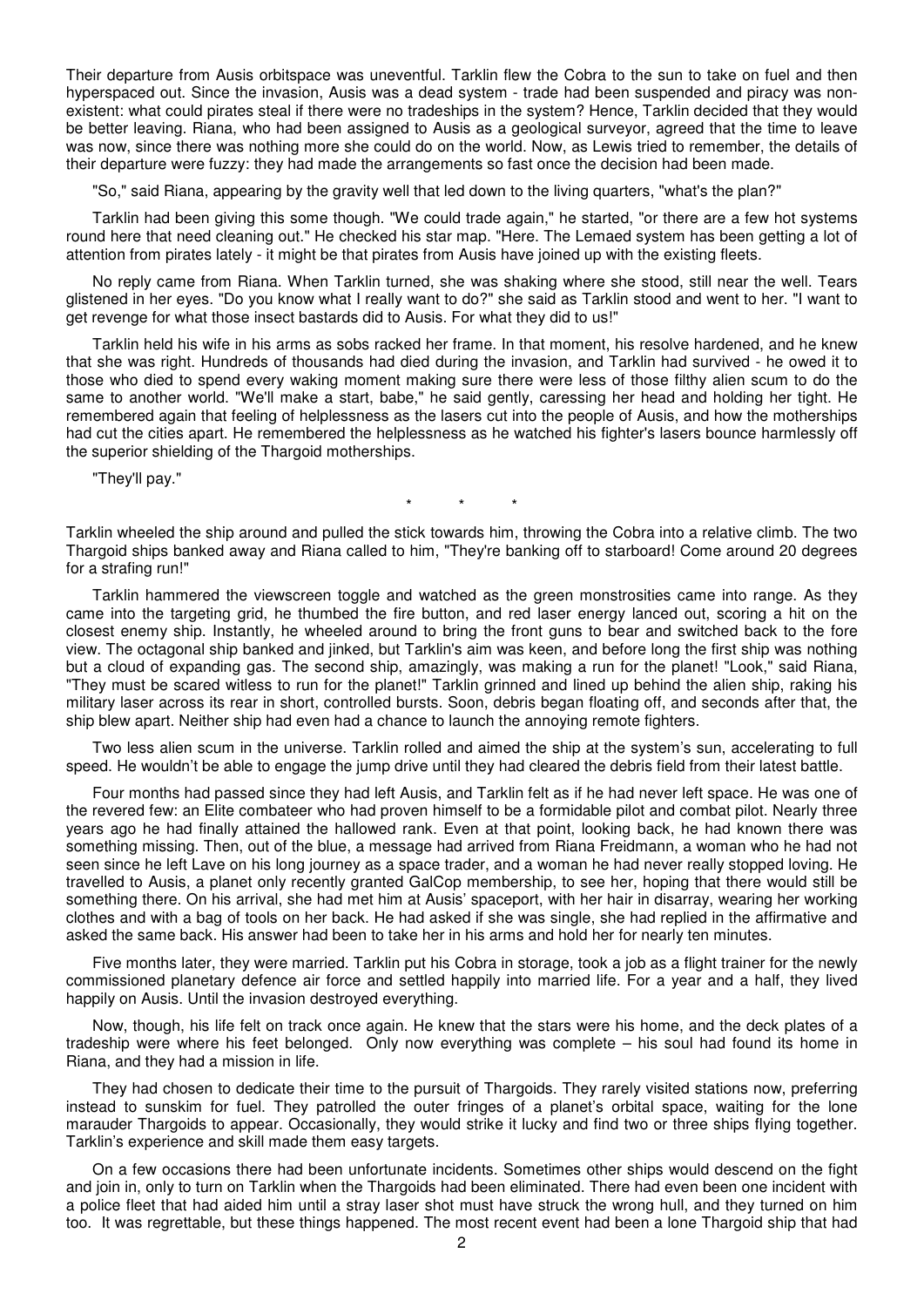Their departure from Ausis orbitspace was uneventful. Tarklin flew the Cobra to the sun to take on fuel and then hyperspaced out. Since the invasion, Ausis was a dead system - trade had been suspended and piracy was non-existent: what could pirates steal if there were no tradeships in the system? Hence, Tarklin decided that they would be better leaving. Riana, who had been assigned to Ausis as a geological surveyor, agreed that the time to leave was now, since there was nothing more she could do on the world. Now, as Lewis tried to remember, the details of their departure were fuzzy: they had made the arrangements so fast once the decision had been made.

"So," said Riana, appearing by the gravity well that led down to the living quarters, "what's the plan?"

Tarklin had been giving this some though. "We could trade again," he started, "or there are a few hot systems round here that need cleaning out." He checked his star map. "Here. The Lemaed system has been getting a lot of attention from pirates lately - it might be that pirates from Ausis have joined up with the existing fleets.

No reply came from Riana. When Tarklin turned, she was shaking where she stood, still near the well. Tears glistened in her eyes. "Do you know what I really want to do?" she said as Tarklin stood and went to her. "I want to get revenge for what those insect bastards did to Ausis. For what they did to us!"

Tarklin held his wife in his arms as sobs racked her frame. In that moment, his resolve hardened, and he knew that she was right. Hundreds of thousands had died during the invasion, and Tarklin had survived - he owed it to those who died to spend every waking moment making sure there were less of those filthy alien scum to do the same to another world. "We'll make a start, babe," he said gently, caressing her head and holding her tight. He remembered again that feeling of helplessness as the lasers cut into the people of Ausis, and how the motherships had cut the cities apart. He remembered the helplessness as he watched his fighter's lasers bounce harmlessly off the superior shielding of the Thargoid motherships.

"They'll pay."

\* \* \*

Tarklin wheeled the ship around and pulled the stick towards him, throwing the Cobra into a relative climb. The two Thargoid ships banked away and Riana called to him, "They're banking off to starboard! Come around 20 degrees for a strafing run!"

Tarklin hammered the viewscreen toggle and watched as the green monstrosities came into range. As they came into the targeting grid, he thumbed the fire button, and red laser energy lanced out, scoring a hit on the closest enemy ship. Instantly, he wheeled around to bring the front guns to bear and switched back to the fore view. The octagonal ship banked and jinked, but Tarklin's aim was keen, and before long the first ship was nothing but a cloud of expanding gas. The second ship, amazingly, was making a run for the planet! "Look," said Riana, "They must be scared witless to run for the planet!" Tarklin grinned and lined up behind the alien ship, raking his military laser across its rear in short, controlled bursts. Soon, debris began floating off, and seconds after that, the ship blew apart. Neither ship had even had a chance to launch the annoying remote fighters.

Two less alien scum in the universe. Tarklin rolled and aimed the ship at the system's sun, accelerating to full speed. He wouldn't be able to engage the jump drive until they had cleared the debris field from their latest battle.

Four months had passed since they had left Ausis, and Tarklin felt as if he had never left space. He was one of the revered few: an Elite combateer who had proven himself to be a formidable pilot and combat pilot. Nearly three years ago he had finally attained the hallowed rank. Even at that point, looking back, he had known there was something missing. Then, out of the blue, a message had arrived from Riana Freidmann, a woman who he had not seen since he left Lave on his long journey as a space trader, and a woman he had never really stopped loving. He travelled to Ausis, a planet only recently granted GalCop membership, to see her, hoping that there would still be something there. On his arrival, she had met him at Ausis' spaceport, with her hair in disarray, wearing her working clothes and with a bag of tools on her back. He had asked if she was single, she had replied in the affirmative and asked the same back. His answer had been to take her in his arms and hold her for nearly ten minutes.

Five months later, they were married. Tarklin put his Cobra in storage, took a job as a flight trainer for the newly commissioned planetary defence air force and settled happily into married life. For a year and a half, they lived happily on Ausis. Until the invasion destroyed everything.

Now, though, his life felt on track once again. He knew that the stars were his home, and the deck plates of a tradeship were where his feet belonged. Only now everything was complete – his soul had found its home in Riana, and they had a mission in life.

They had chosen to dedicate their time to the pursuit of Thargoids. They rarely visited stations now, preferring instead to sunskim for fuel. They patrolled the outer fringes of a planet's orbital space, waiting for the lone marauder Thargoids to appear. Occasionally, they would strike it lucky and find two or three ships flying together. Tarklin's experience and skill made them easy targets.

On a few occasions there had been unfortunate incidents. Sometimes other ships would descend on the fight and join in, only to turn on Tarklin when the Thargoids had been eliminated. There had even been one incident with a police fleet that had aided him until a stray laser shot must have struck the wrong hull, and they turned on him too. It was regrettable, but these things happened. The most recent event had been a lone Thargoid ship that had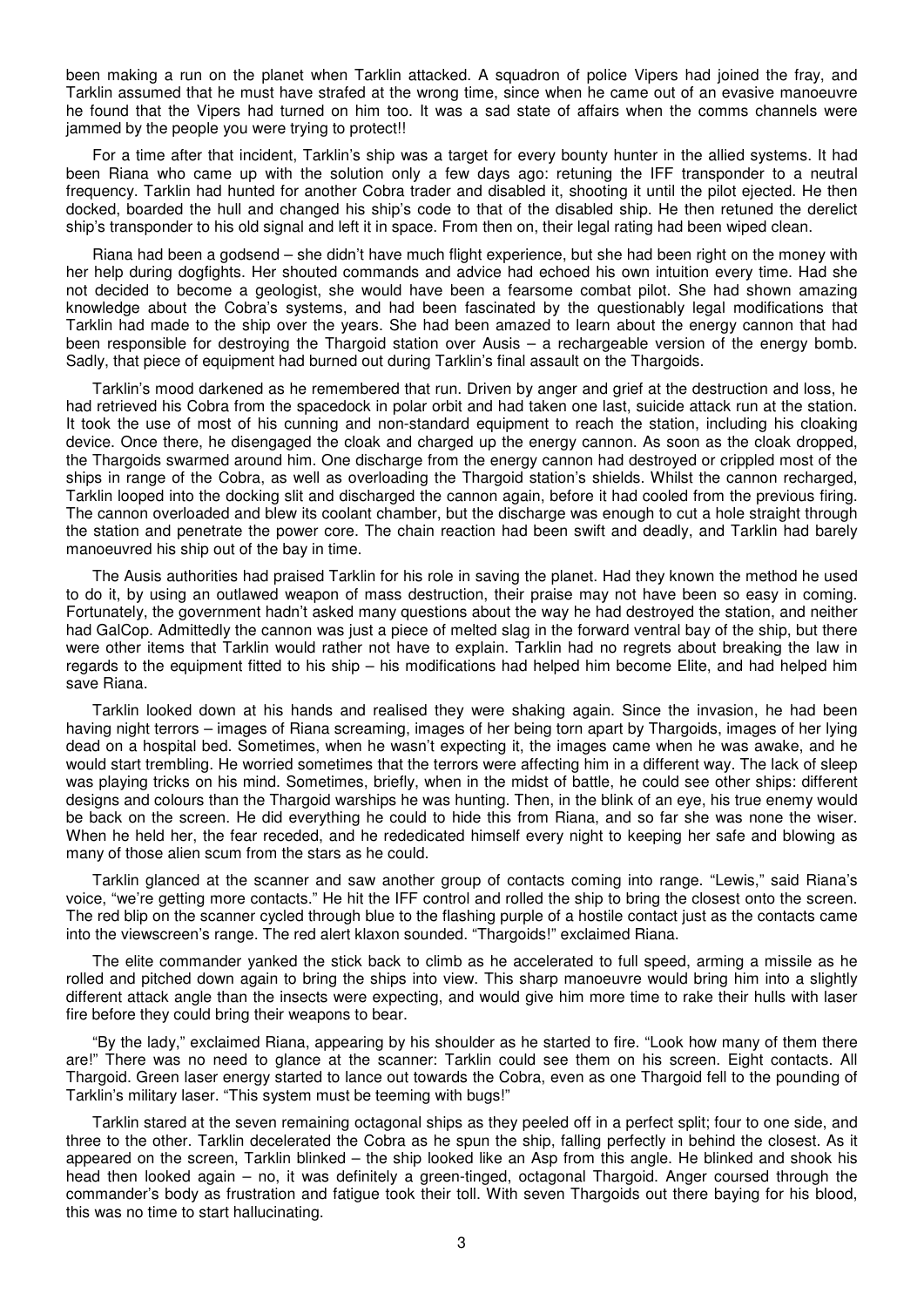been making a run on the planet when Tarklin attacked. A squadron of police Vipers had joined the fray, and Tarklin assumed that he must have strafed at the wrong time, since when he came out of an evasive manoeuvre he found that the Vipers had turned on him too. It was a sad state of affairs when the comms channels were jammed by the people you were trying to protect!!

For a time after that incident, Tarklin's ship was a target for every bounty hunter in the allied systems. It had been Riana who came up with the solution only a few days ago: retuning the IFF transponder to a neutral frequency. Tarklin had hunted for another Cobra trader and disabled it, shooting it until the pilot ejected. He then docked, boarded the hull and changed his ship's code to that of the disabled ship. He then retuned the derelict ship's transponder to his old signal and left it in space. From then on, their legal rating had been wiped clean.

Riana had been a godsend – she didn't have much flight experience, but she had been right on the money with her help during dogfights. Her shouted commands and advice had echoed his own intuition every time. Had she not decided to become a geologist, she would have been a fearsome combat pilot. She had shown amazing knowledge about the Cobra's systems, and had been fascinated by the questionably legal modifications that Tarklin had made to the ship over the years. She had been amazed to learn about the energy cannon that had been responsible for destroying the Thargoid station over Ausis – a rechargeable version of the energy bomb. Sadly, that piece of equipment had burned out during Tarklin's final assault on the Thargoids.

Tarklin's mood darkened as he remembered that run. Driven by anger and grief at the destruction and loss, he had retrieved his Cobra from the spacedock in polar orbit and had taken one last, suicide attack run at the station. It took the use of most of his cunning and non-standard equipment to reach the station, including his cloaking device. Once there, he disengaged the cloak and charged up the energy cannon. As soon as the cloak dropped, the Thargoids swarmed around him. One discharge from the energy cannon had destroyed or crippled most of the ships in range of the Cobra, as well as overloading the Thargoid station's shields. Whilst the cannon recharged, Tarklin looped into the docking slit and discharged the cannon again, before it had cooled from the previous firing. The cannon overloaded and blew its coolant chamber, but the discharge was enough to cut a hole straight through the station and penetrate the power core. The chain reaction had been swift and deadly, and Tarklin had barely manoeuvred his ship out of the bay in time.

The Ausis authorities had praised Tarklin for his role in saving the planet. Had they known the method he used to do it, by using an outlawed weapon of mass destruction, their praise may not have been so easy in coming. Fortunately, the government hadn't asked many questions about the way he had destroyed the station, and neither had GalCop. Admittedly the cannon was just a piece of melted slag in the forward ventral bay of the ship, but there were other items that Tarklin would rather not have to explain. Tarklin had no regrets about breaking the law in regards to the equipment fitted to his ship – his modifications had helped him become Elite, and had helped him save Riana.

Tarklin looked down at his hands and realised they were shaking again. Since the invasion, he had been having night terrors – images of Riana screaming, images of her being torn apart by Thargoids, images of her lying dead on a hospital bed. Sometimes, when he wasn't expecting it, the images came when he was awake, and he would start trembling. He worried sometimes that the terrors were affecting him in a different way. The lack of sleep was playing tricks on his mind. Sometimes, briefly, when in the midst of battle, he could see other ships: different designs and colours than the Thargoid warships he was hunting. Then, in the blink of an eye, his true enemy would be back on the screen. He did everything he could to hide this from Riana, and so far she was none the wiser. When he held her, the fear receded, and he rededicated himself every night to keeping her safe and blowing as many of those alien scum from the stars as he could.

Tarklin glanced at the scanner and saw another group of contacts coming into range. "Lewis," said Riana's voice, "we're getting more contacts." He hit the IFF control and rolled the ship to bring the closest onto the screen. The red blip on the scanner cycled through blue to the flashing purple of a hostile contact just as the contacts came into the viewscreen's range. The red alert klaxon sounded. "Thargoids!" exclaimed Riana.

The elite commander yanked the stick back to climb as he accelerated to full speed, arming a missile as he rolled and pitched down again to bring the ships into view. This sharp manoeuvre would bring him into a slightly different attack angle than the insects were expecting, and would give him more time to rake their hulls with laser fire before they could bring their weapons to bear.

"By the lady," exclaimed Riana, appearing by his shoulder as he started to fire. "Look how many of them there are!" There was no need to glance at the scanner: Tarklin could see them on his screen. Eight contacts. All Thargoid. Green laser energy started to lance out towards the Cobra, even as one Thargoid fell to the pounding of Tarklin's military laser. "This system must be teeming with bugs!"

Tarklin stared at the seven remaining octagonal ships as they peeled off in a perfect split; four to one side, and three to the other. Tarklin decelerated the Cobra as he spun the ship, falling perfectly in behind the closest. As it appeared on the screen, Tarklin blinked – the ship looked like an Asp from this angle. He blinked and shook his head then looked again – no, it was definitely a green-tinged, octagonal Thargoid. Anger coursed through the commander's body as frustration and fatigue took their toll. With seven Thargoids out there baying for his blood, this was no time to start hallucinating.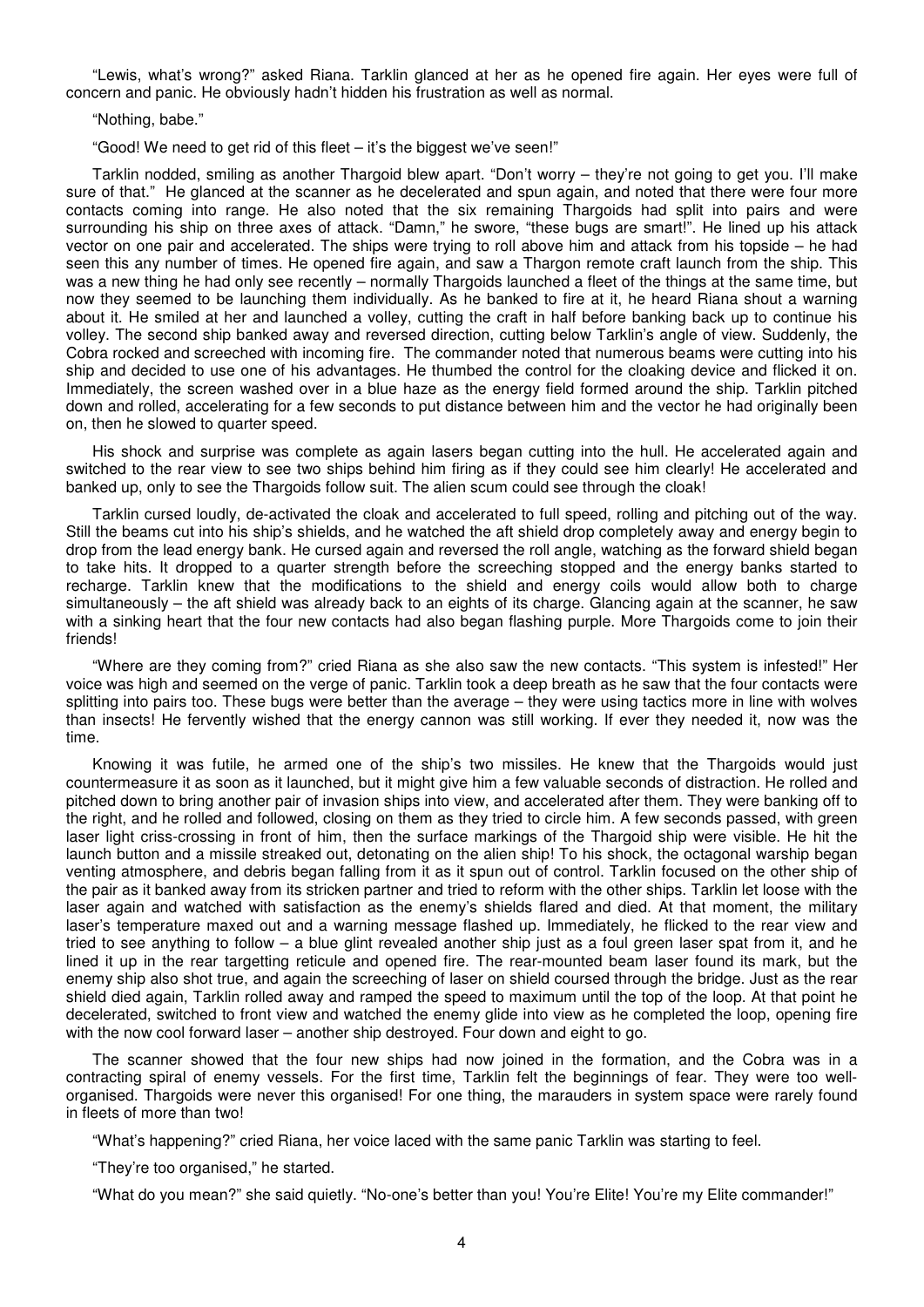"Lewis, what's wrong?" asked Riana. Tarklin glanced at her as he opened fire again. Her eyes were full of concern and panic. He obviously hadn't hidden his frustration as well as normal.

"Nothing, babe."

"Good! We need to get rid of this fleet – it's the biggest we've seen!"

Tarklin nodded, smiling as another Thargoid blew apart. "Don't worry – they're not going to get you. I'll make sure of that." He glanced at the scanner as he decelerated and spun again, and noted that there were four more contacts coming into range. He also noted that the six remaining Thargoids had split into pairs and were surrounding his ship on three axes of attack. "Damn," he swore, "these bugs are smart!". He lined up his attack vector on one pair and accelerated. The ships were trying to roll above him and attack from his topside – he had seen this any number of times. He opened fire again, and saw a Thargon remote craft launch from the ship. This was a new thing he had only see recently – normally Thargoids launched a fleet of the things at the same time, but now they seemed to be launching them individually. As he banked to fire at it, he heard Riana shout a warning about it. He smiled at her and launched a volley, cutting the craft in half before banking back up to continue his volley. The second ship banked away and reversed direction, cutting below Tarklin's angle of view. Suddenly, the Cobra rocked and screeched with incoming fire. The commander noted that numerous beams were cutting into his ship and decided to use one of his advantages. He thumbed the control for the cloaking device and flicked it on. Immediately, the screen washed over in a blue haze as the energy field formed around the ship. Tarklin pitched down and rolled, accelerating for a few seconds to put distance between him and the vector he had originally been on, then he slowed to quarter speed.

His shock and surprise was complete as again lasers began cutting into the hull. He accelerated again and switched to the rear view to see two ships behind him firing as if they could see him clearly! He accelerated and banked up, only to see the Thargoids follow suit. The alien scum could see through the cloak!

Tarklin cursed loudly, de-activated the cloak and accelerated to full speed, rolling and pitching out of the way. Still the beams cut into his ship's shields, and he watched the aft shield drop completely away and energy begin to drop from the lead energy bank. He cursed again and reversed the roll angle, watching as the forward shield began to take hits. It dropped to a quarter strength before the screeching stopped and the energy banks started to recharge. Tarklin knew that the modifications to the shield and energy coils would allow both to charge simultaneously – the aft shield was already back to an eights of its charge. Glancing again at the scanner, he saw with a sinking heart that the four new contacts had also began flashing purple. More Thargoids come to join their friends!

"Where are they coming from?" cried Riana as she also saw the new contacts. "This system is infested!" Her voice was high and seemed on the verge of panic. Tarklin took a deep breath as he saw that the four contacts were splitting into pairs too. These bugs were better than the average – they were using tactics more in line with wolves than insects! He fervently wished that the energy cannon was still working. If ever they needed it, now was the time.

Knowing it was futile, he armed one of the ship's two missiles. He knew that the Thargoids would just countermeasure it as soon as it launched, but it might give him a few valuable seconds of distraction. He rolled and pitched down to bring another pair of invasion ships into view, and accelerated after them. They were banking off to the right, and he rolled and followed, closing on them as they tried to circle him. A few seconds passed, with green laser light criss-crossing in front of him, then the surface markings of the Thargoid ship were visible. He hit the launch button and a missile streaked out, detonating on the alien ship! To his shock, the octagonal warship began venting atmosphere, and debris began falling from it as it spun out of control. Tarklin focused on the other ship of the pair as it banked away from its stricken partner and tried to reform with the other ships. Tarklin let loose with the laser again and watched with satisfaction as the enemy's shields flared and died. At that moment, the military laser's temperature maxed out and a warning message flashed up. Immediately, he flicked to the rear view and tried to see anything to follow – a blue glint revealed another ship just as a foul green laser spat from it, and he lined it up in the rear targetting reticule and opened fire. The rear-mounted beam laser found its mark, but the enemy ship also shot true, and again the screeching of laser on shield coursed through the bridge. Just as the rear shield died again, Tarklin rolled away and ramped the speed to maximum until the top of the loop. At that point he decelerated, switched to front view and watched the enemy glide into view as he completed the loop, opening fire with the now cool forward laser – another ship destroyed. Four down and eight to go.

The scanner showed that the four new ships had now joined in the formation, and the Cobra was in a contracting spiral of enemy vessels. For the first time, Tarklin felt the beginnings of fear. They were too well-organised. Thargoids were never this organised! For one thing, the marauders in system space were rarely found in fleets of more than two!

"What's happening?" cried Riana, her voice laced with the same panic Tarklin was starting to feel.

"They're too organised," he started.

"What do you mean?" she said quietly. "No-one's better than you! You're Elite! You're my Elite commander!"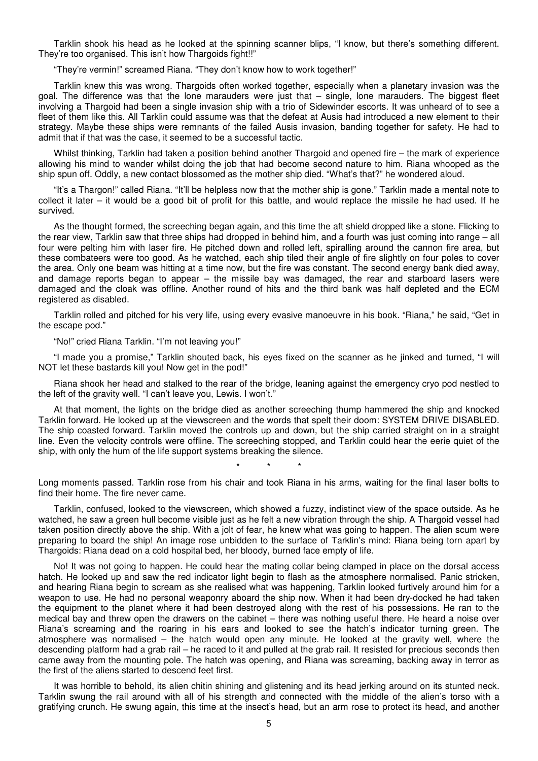Tarklin shook his head as he looked at the spinning scanner blips, "I know, but there's something different. They're too organised. This isn't how Thargoids fight!!"

"They're vermin!" screamed Riana. "They don't know how to work together!"

Tarklin knew this was wrong. Thargoids often worked together, especially when a planetary invasion was the goal. The difference was that the lone marauders were just that – single, lone marauders. The biggest fleet involving a Thargoid had been a single invasion ship with a trio of Sidewinder escorts. It was unheard of to see a fleet of them like this. All Tarklin could assume was that the defeat at Ausis had introduced a new element to their strategy. Maybe these ships were remnants of the failed Ausis invasion, banding together for safety. He had to admit that if that was the case, it seemed to be a successful tactic.

Whilst thinking, Tarklin had taken a position behind another Thargoid and opened fire – the mark of experience allowing his mind to wander whilst doing the job that had become second nature to him. Riana whooped as the ship spun off. Oddly, a new contact blossomed as the mother ship died. "What's that?" he wondered aloud.

"It's a Thargon!" called Riana. "It'll be helpless now that the mother ship is gone." Tarklin made a mental note to collect it later – it would be a good bit of profit for this battle, and would replace the missile he had used. If he survived.

As the thought formed, the screeching began again, and this time the aft shield dropped like a stone. Flicking to the rear view, Tarklin saw that three ships had dropped in behind him, and a fourth was just coming into range – all four were pelting him with laser fire. He pitched down and rolled left, spiralling around the cannon fire area, but these combateers were too good. As he watched, each ship tiled their angle of fire slightly on four poles to cover the area. Only one beam was hitting at a time now, but the fire was constant. The second energy bank died away, and damage reports began to appear – the missile bay was damaged, the rear and starboard lasers were damaged and the cloak was offline. Another round of hits and the third bank was half depleted and the ECM registered as disabled.

Tarklin rolled and pitched for his very life, using every evasive manoeuvre in his book. "Riana," he said, "Get in the escape pod."

"No!" cried Riana Tarklin. "I'm not leaving you!"

"I made you a promise," Tarklin shouted back, his eyes fixed on the scanner as he jinked and turned, "I will NOT let these bastards kill you! Now get in the pod!"

Riana shook her head and stalked to the rear of the bridge, leaning against the emergency cryo pod nestled to the left of the gravity well. "I can't leave you, Lewis. I won't."

At that moment, the lights on the bridge died as another screeching thump hammered the ship and knocked Tarklin forward. He looked up at the viewscreen and the words that spelt their doom: SYSTEM DRIVE DISABLED. The ship coasted forward. Tarklin moved the controls up and down, but the ship carried straight on in a straight line. Even the velocity controls were offline. The screeching stopped, and Tarklin could hear the eerie quiet of the ship, with only the hum of the life support systems breaking the silence.

\* \* \*

Long moments passed. Tarklin rose from his chair and took Riana in his arms, waiting for the final laser bolts to find their home. The fire never came.

Tarklin, confused, looked to the viewscreen, which showed a fuzzy, indistinct view of the space outside. As he watched, he saw a green hull become visible just as he felt a new vibration through the ship. A Thargoid vessel had taken position directly above the ship. With a jolt of fear, he knew what was going to happen. The alien scum were preparing to board the ship! An image rose unbidden to the surface of Tarklin's mind: Riana being torn apart by Thargoids: Riana dead on a cold hospital bed, her bloody, burned face empty of life.

No! It was not going to happen. He could hear the mating collar being clamped in place on the dorsal access hatch. He looked up and saw the red indicator light begin to flash as the atmosphere normalised. Panic stricken, and hearing Riana begin to scream as she realised what was happening, Tarklin looked furtively around him for a weapon to use. He had no personal weaponry aboard the ship now. When it had been dry-docked he had taken the equipment to the planet where it had been destroyed along with the rest of his possessions. He ran to the medical bay and threw open the drawers on the cabinet – there was nothing useful there. He heard a noise over Riana's screaming and the roaring in his ears and looked to see the hatch's indicator turning green. The atmosphere was normalised – the hatch would open any minute. He looked at the gravity well, where the descending platform had a grab rail – he raced to it and pulled at the grab rail. It resisted for precious seconds then came away from the mounting pole. The hatch was opening, and Riana was screaming, backing away in terror as the first of the aliens started to descend feet first.

It was horrible to behold, its alien chitin shining and glistening and its head jerking around on its stunted neck. Tarklin swung the rail around with all of his strength and connected with the middle of the alien's torso with a gratifying crunch. He swung again, this time at the insect's head, but an arm rose to protect its head, and another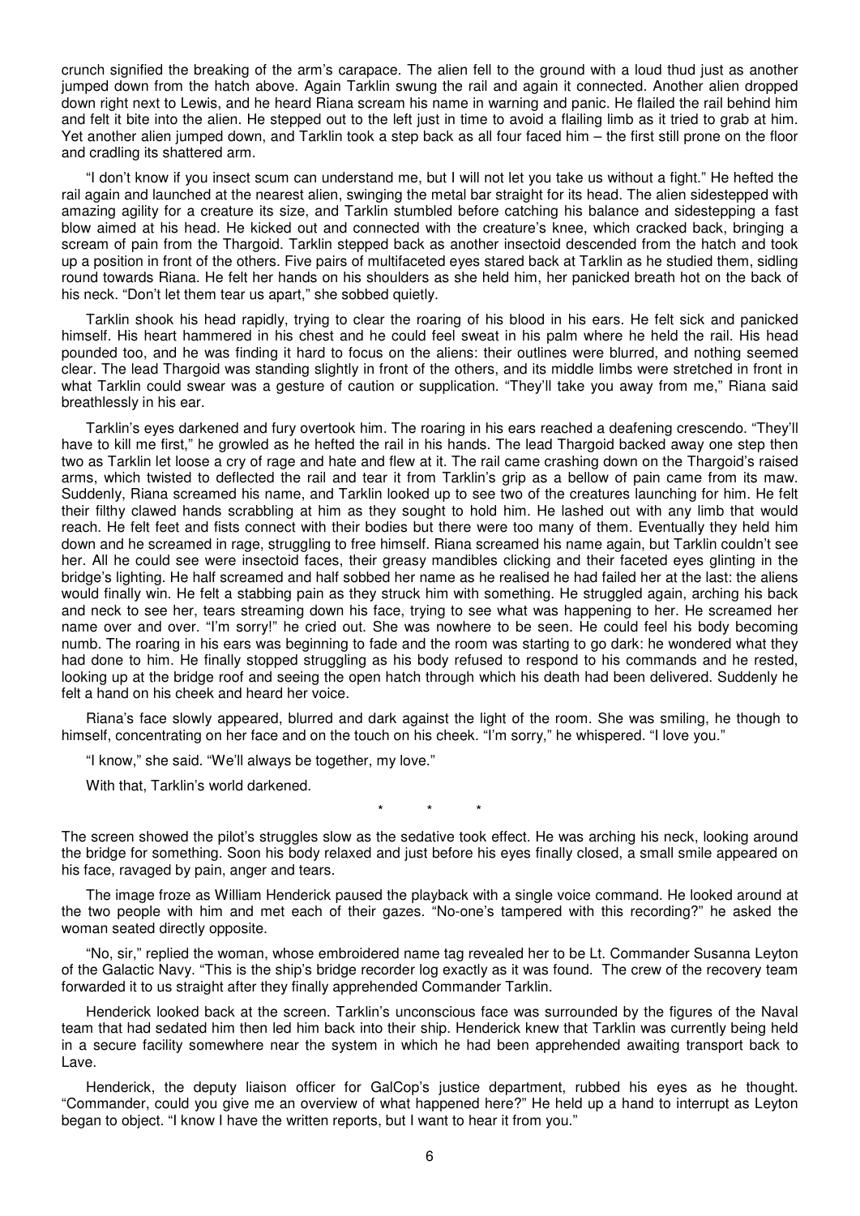crunch signified the breaking of the arm's carapace. The alien fell to the ground with a loud thud just as another jumped down from the hatch above. Again Tarklin swung the rail and again it connected. Another alien dropped down right next to Lewis, and he heard Riana scream his name in warning and panic. He flailed the rail behind him and felt it bite into the alien. He stepped out to the left just in time to avoid a flailing limb as it tried to grab at him. Yet another alien jumped down, and Tarklin took a step back as all four faced him – the first still prone on the floor and cradling its shattered arm.

"I don't know if you insect scum can understand me, but I will not let you take us without a fight." He hefted the rail again and launched at the nearest alien, swinging the metal bar straight for its head. The alien sidestepped with amazing agility for a creature its size, and Tarklin stumbled before catching his balance and sidestepping a fast blow aimed at his head. He kicked out and connected with the creature's knee, which cracked back, bringing a scream of pain from the Thargoid. Tarklin stepped back as another insectoid descended from the hatch and took up a position in front of the others. Five pairs of multifaceted eyes stared back at Tarklin as he studied them, sidling round towards Riana. He felt her hands on his shoulders as she held him, her panicked breath hot on the back of his neck. "Don't let them tear us apart," she sobbed quietly.

Tarklin shook his head rapidly, trying to clear the roaring of his blood in his ears. He felt sick and panicked himself. His heart hammered in his chest and he could feel sweat in his palm where he held the rail. His head pounded too, and he was finding it hard to focus on the aliens: their outlines were blurred, and nothing seemed clear. The lead Thargoid was standing slightly in front of the others, and its middle limbs were stretched in front in what Tarklin could swear was a gesture of caution or supplication. "They'll take you away from me," Riana said breathlessly in his ear.

Tarklin's eyes darkened and fury overtook him. The roaring in his ears reached a deafening crescendo. "They'll have to kill me first," he growled as he hefted the rail in his hands. The lead Thargoid backed away one step then two as Tarklin let loose a cry of rage and hate and flew at it. The rail came crashing down on the Thargoid's raised arms, which twisted to deflected the rail and tear it from Tarklin's grip as a bellow of pain came from its maw. Suddenly, Riana screamed his name, and Tarklin looked up to see two of the creatures launching for him. He felt their filthy clawed hands scrabbling at him as they sought to hold him. He lashed out with any limb that would reach. He felt feet and fists connect with their bodies but there were too many of them. Eventually they held him down and he screamed in rage, struggling to free himself. Riana screamed his name again, but Tarklin couldn't see her. All he could see were insectoid faces, their greasy mandibles clicking and their faceted eyes glinting in the bridge's lighting. He half screamed and half sobbed her name as he realised he had failed her at the last: the aliens would finally win. He felt a stabbing pain as they struck him with something. He struggled again, arching his back and neck to see her, tears streaming down his face, trying to see what was happening to her. He screamed her name over and over. "I'm sorry!" he cried out. She was nowhere to be seen. He could feel his body becoming numb. The roaring in his ears was beginning to fade and the room was starting to go dark: he wondered what they had done to him. He finally stopped struggling as his body refused to respond to his commands and he rested, looking up at the bridge roof and seeing the open hatch through which his death had been delivered. Suddenly he felt a hand on his cheek and heard her voice.

Riana's face slowly appeared, blurred and dark against the light of the room. She was smiling, he though to himself, concentrating on her face and on the touch on his cheek. "I'm sorry," he whispered. "I love you."

"I know," she said. "We'll always be together, my love."

With that, Tarklin's world darkened.

\* \* \*

The screen showed the pilot's struggles slow as the sedative took effect. He was arching his neck, looking around the bridge for something. Soon his body relaxed and just before his eyes finally closed, a small smile appeared on his face, ravaged by pain, anger and tears.

The image froze as William Henderick paused the playback with a single voice command. He looked around at the two people with him and met each of their gazes. "No-one's tampered with this recording?" he asked the woman seated directly opposite.

"No, sir," replied the woman, whose embroidered name tag revealed her to be Lt. Commander Susanna Leyton of the Galactic Navy. "This is the ship's bridge recorder log exactly as it was found. The crew of the recovery team forwarded it to us straight after they finally apprehended Commander Tarklin.

Henderick looked back at the screen. Tarklin's unconscious face was surrounded by the figures of the Naval team that had sedated him then led him back into their ship. Henderick knew that Tarklin was currently being held in a secure facility somewhere near the system in which he had been apprehended awaiting transport back to Lave.

Henderick, the deputy liaison officer for GalCop's justice department, rubbed his eyes as he thought. "Commander, could you give me an overview of what happened here?" He held up a hand to interrupt as Leyton began to object. "I know I have the written reports, but I want to hear it from you."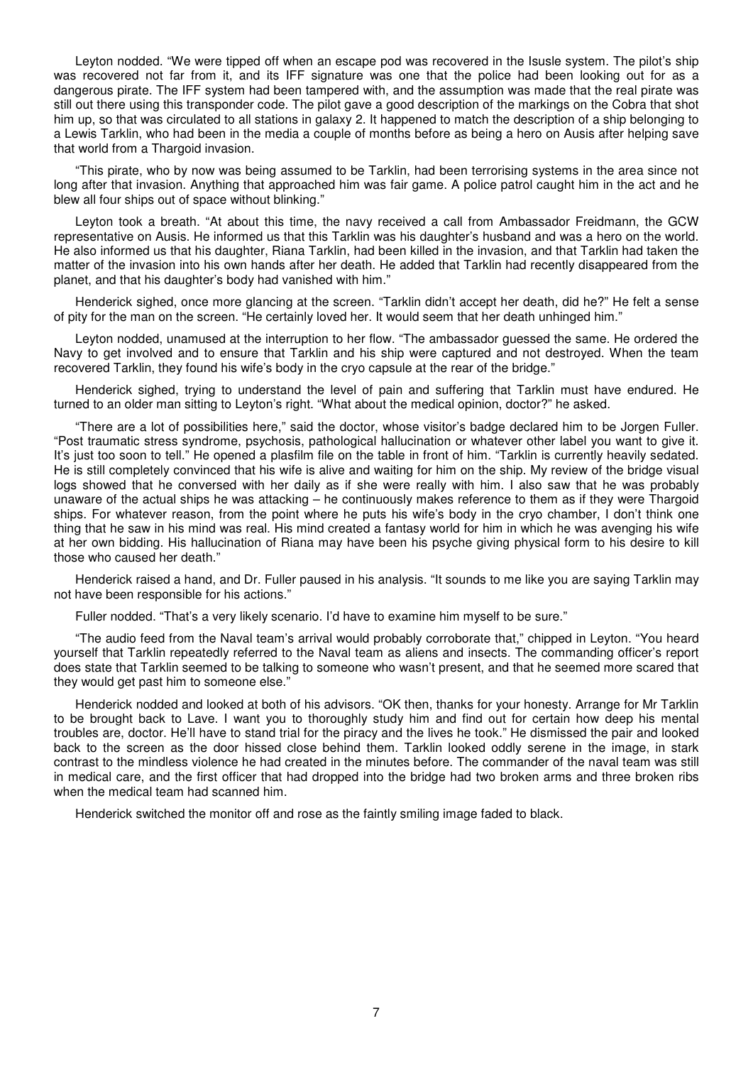Leyton nodded. "We were tipped off when an escape pod was recovered in the Isusle system. The pilot's ship was recovered not far from it, and its IFF signature was one that the police had been looking out for as a dangerous pirate. The IFF system had been tampered with, and the assumption was made that the real pirate was still out there using this transponder code. The pilot gave a good description of the markings on the Cobra that shot him up, so that was circulated to all stations in galaxy 2. It happened to match the description of a ship belonging to a Lewis Tarklin, who had been in the media a couple of months before as being a hero on Ausis after helping save that world from a Thargoid invasion.

"This pirate, who by now was being assumed to be Tarklin, had been terrorising systems in the area since not long after that invasion. Anything that approached him was fair game. A police patrol caught him in the act and he blew all four ships out of space without blinking."

Leyton took a breath. "At about this time, the navy received a call from Ambassador Freidmann, the GCW representative on Ausis. He informed us that this Tarklin was his daughter's husband and was a hero on the world. He also informed us that his daughter, Riana Tarklin, had been killed in the invasion, and that Tarklin had taken the matter of the invasion into his own hands after her death. He added that Tarklin had recently disappeared from the planet, and that his daughter's body had vanished with him."

Henderick sighed, once more glancing at the screen. "Tarklin didn't accept her death, did he?" He felt a sense of pity for the man on the screen. "He certainly loved her. It would seem that her death unhinged him."

Leyton nodded, unamused at the interruption to her flow. "The ambassador guessed the same. He ordered the Navy to get involved and to ensure that Tarklin and his ship were captured and not destroyed. When the team recovered Tarklin, they found his wife's body in the cryo capsule at the rear of the bridge."

Henderick sighed, trying to understand the level of pain and suffering that Tarklin must have endured. He turned to an older man sitting to Leyton's right. "What about the medical opinion, doctor?" he asked.

"There are a lot of possibilities here," said the doctor, whose visitor's badge declared him to be Jorgen Fuller. "Post traumatic stress syndrome, psychosis, pathological hallucination or whatever other label you want to give it. It's just too soon to tell." He opened a plasfilm file on the table in front of him. "Tarklin is currently heavily sedated. He is still completely convinced that his wife is alive and waiting for him on the ship. My review of the bridge visual logs showed that he conversed with her daily as if she were really with him. I also saw that he was probably unaware of the actual ships he was attacking – he continuously makes reference to them as if they were Thargoid ships. For whatever reason, from the point where he puts his wife's body in the cryo chamber, I don't think one thing that he saw in his mind was real. His mind created a fantasy world for him in which he was avenging his wife at her own bidding. His hallucination of Riana may have been his psyche giving physical form to his desire to kill those who caused her death."

Henderick raised a hand, and Dr. Fuller paused in his analysis. "It sounds to me like you are saying Tarklin may not have been responsible for his actions."

Fuller nodded. "That's a very likely scenario. I'd have to examine him myself to be sure."

"The audio feed from the Naval team's arrival would probably corroborate that," chipped in Leyton. "You heard yourself that Tarklin repeatedly referred to the Naval team as aliens and insects. The commanding officer's report does state that Tarklin seemed to be talking to someone who wasn't present, and that he seemed more scared that they would get past him to someone else."

Henderick nodded and looked at both of his advisors. "OK then, thanks for your honesty. Arrange for Mr Tarklin to be brought back to Lave. I want you to thoroughly study him and find out for certain how deep his mental troubles are, doctor. He'll have to stand trial for the piracy and the lives he took." He dismissed the pair and looked back to the screen as the door hissed close behind them. Tarklin looked oddly serene in the image, in stark contrast to the mindless violence he had created in the minutes before. The commander of the naval team was still in medical care, and the first officer that had dropped into the bridge had two broken arms and three broken ribs when the medical team had scanned him.

Henderick switched the monitor off and rose as the faintly smiling image faded to black.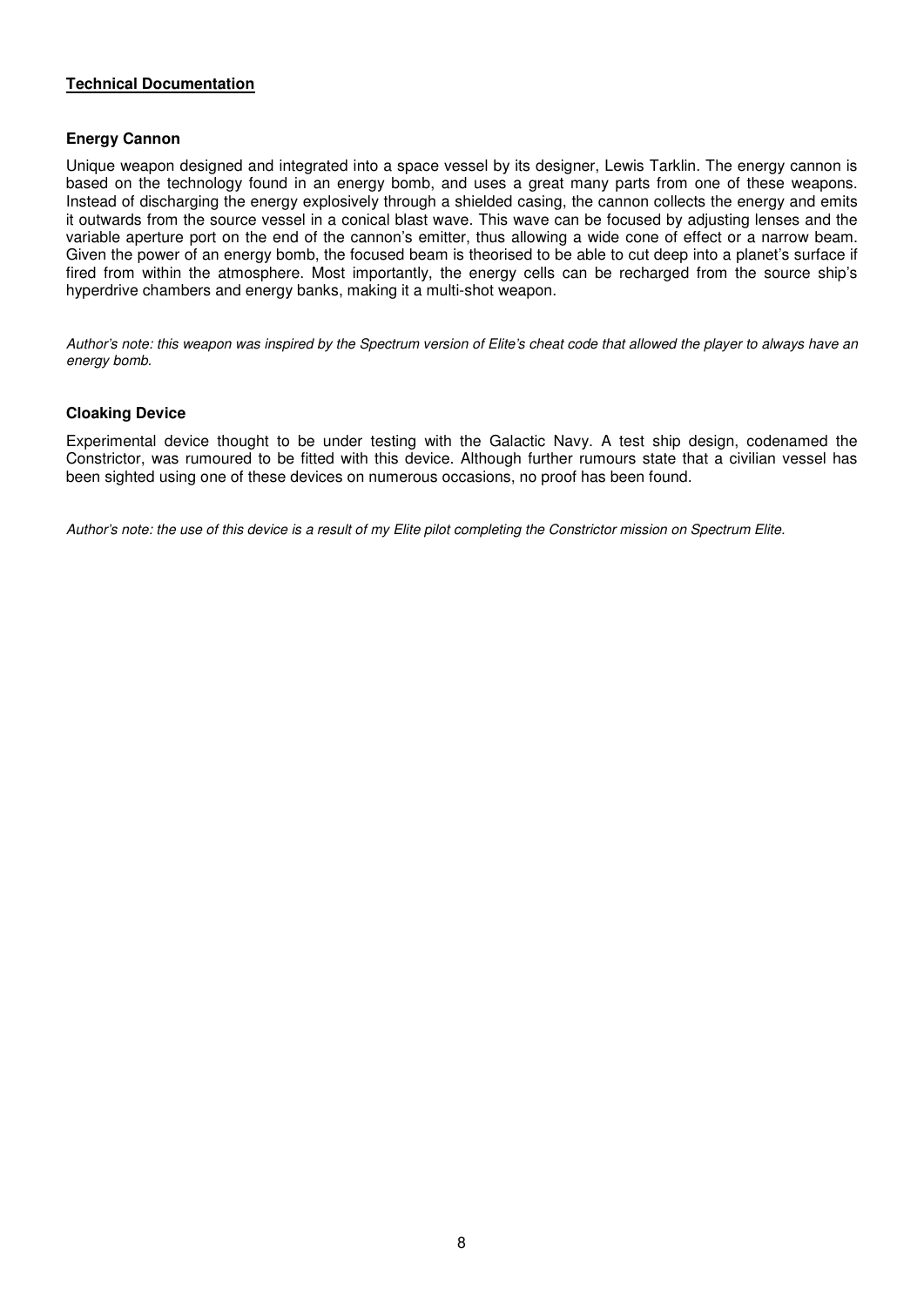## **Technical Documentation**

### Energy Cannon

Unique weapon designed and integrated into a space vessel by its designer, Lewis Tarklin. The energy cannon is based on the technology found in an energy bomb, and uses a great many parts from one of these weapons. Instead of discharging the energy explosively through a shielded casing, the cannon collects the energy and emits it outwards from the source vessel in a conical blast wave. This wave can be focused by adjusting lenses and the variable aperture port on the end of the cannon's emitter, thus allowing a wide cone of effect or a narrow beam. Given the power of an energy bomb, the focused beam is theorised to be able to cut deep into a planet's surface if fired from within the atmosphere. Most importantly, the energy cells can be recharged from the source ship's hyperdrive chambers and energy banks, making it a multi-shot weapon.

*Author's note: this weapon was inspired by the Spectrum version of Elite's cheat code that allowed the player to always have an energy bomb.*

### Cloaking Device

Experimental device thought to be under testing with the Galactic Navy. A test ship design, codenamed the Constrictor, was rumoured to be fitted with this device. Although further rumours state that a civilian vessel has been sighted using one of these devices on numerous occasions, no proof has been found.

*Author's note: the use of this device is a result of my Elite pilot completing the Constrictor mission on Spectrum Elite.*